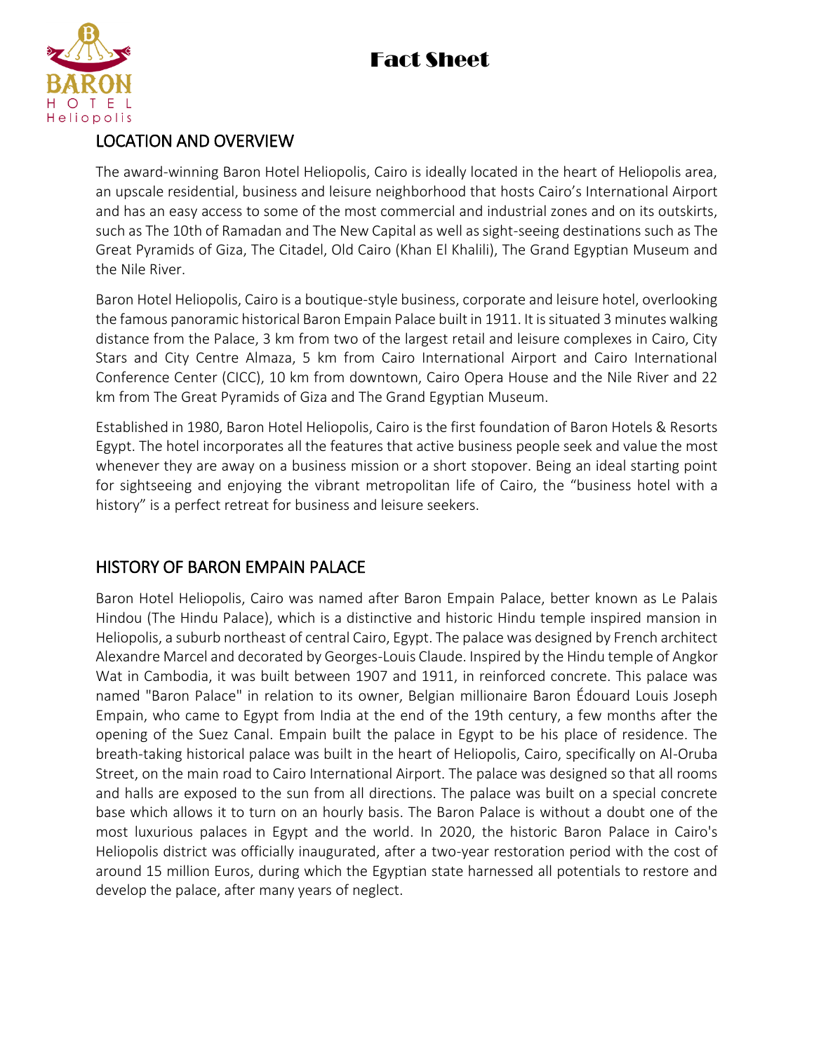# Fact Sheet

## LOCATION AND OVERVIEW

The award-winning Baron Hotel Heliopolis, Cairo is ideally located in the heart of Heliopolis area, an upscale residential, business and leisure neighborhood that hosts Cairo's International Airport and has an easy access to some of the most commercial and industrial zones and on its outskirts, such as The 10th of Ramadan and The New Capital as well as sight-seeing destinations such as The Great Pyramids of Giza, The Citadel, Old Cairo (Khan El Khalili), The Grand Egyptian Museum and the Nile River.

Baron Hotel Heliopolis, Cairo is a boutique-style business, corporate and leisure hotel, overlooking the famous panoramic historical Baron Empain Palace built in 1911. It is situated 3 minutes walking distance from the Palace, 3 km from two of the largest retail and leisure complexes in Cairo, City Stars and City Centre Almaza, 5 km from Cairo International Airport and Cairo International Conference Center (CICC), 10 km from downtown, Cairo Opera House and the Nile River and 22 km from The Great Pyramids of Giza and The Grand Egyptian Museum.

Established in 1980, Baron Hotel Heliopolis, Cairo is the first foundation of Baron Hotels & Resorts Egypt. The hotel incorporates all the features that active business people seek and value the most whenever they are away on a business mission or a short stopover. Being an ideal starting point for sightseeing and enjoying the vibrant metropolitan life of Cairo, the "business hotel with a history" is a perfect retreat for business and leisure seekers.

## HISTORY OF BARON EMPAIN PALACE

Baron Hotel Heliopolis, Cairo was named after Baron Empain Palace, better known as Le Palais Hindou (The Hindu Palace), which is a distinctive and historic Hindu temple inspired mansion in Heliopolis, a suburb northeast of central Cairo, Egypt. The palace was designed by French architect Alexandre Marcel and decorated by Georges-Louis Claude. Inspired by the Hindu temple of Angkor Wat in Cambodia, it was built between 1907 and 1911, in reinforced concrete. This palace was named "Baron Palace" in relation to its owner, Belgian millionaire Baron Édouard Louis Joseph Empain, who came to Egypt from India at the end of the 19th century, a few months after the opening of the Suez Canal. Empain built the palace in Egypt to be his place of residence. The breath-taking historical palace was built in the heart of Heliopolis, Cairo, specifically on Al-Oruba Street, on the main road to Cairo International Airport. The palace was designed so that all rooms and halls are exposed to the sun from all directions. The palace was built on a special concrete base which allows it to turn on an hourly basis. The Baron Palace is without a doubt one of the most luxurious palaces in Egypt and the world. In 2020, the historic Baron Palace in Cairo's Heliopolis district was officially inaugurated, after a two-year restoration period with the cost of around 15 million Euros, during which the Egyptian state harnessed all potentials to restore and develop the palace, after many years of neglect.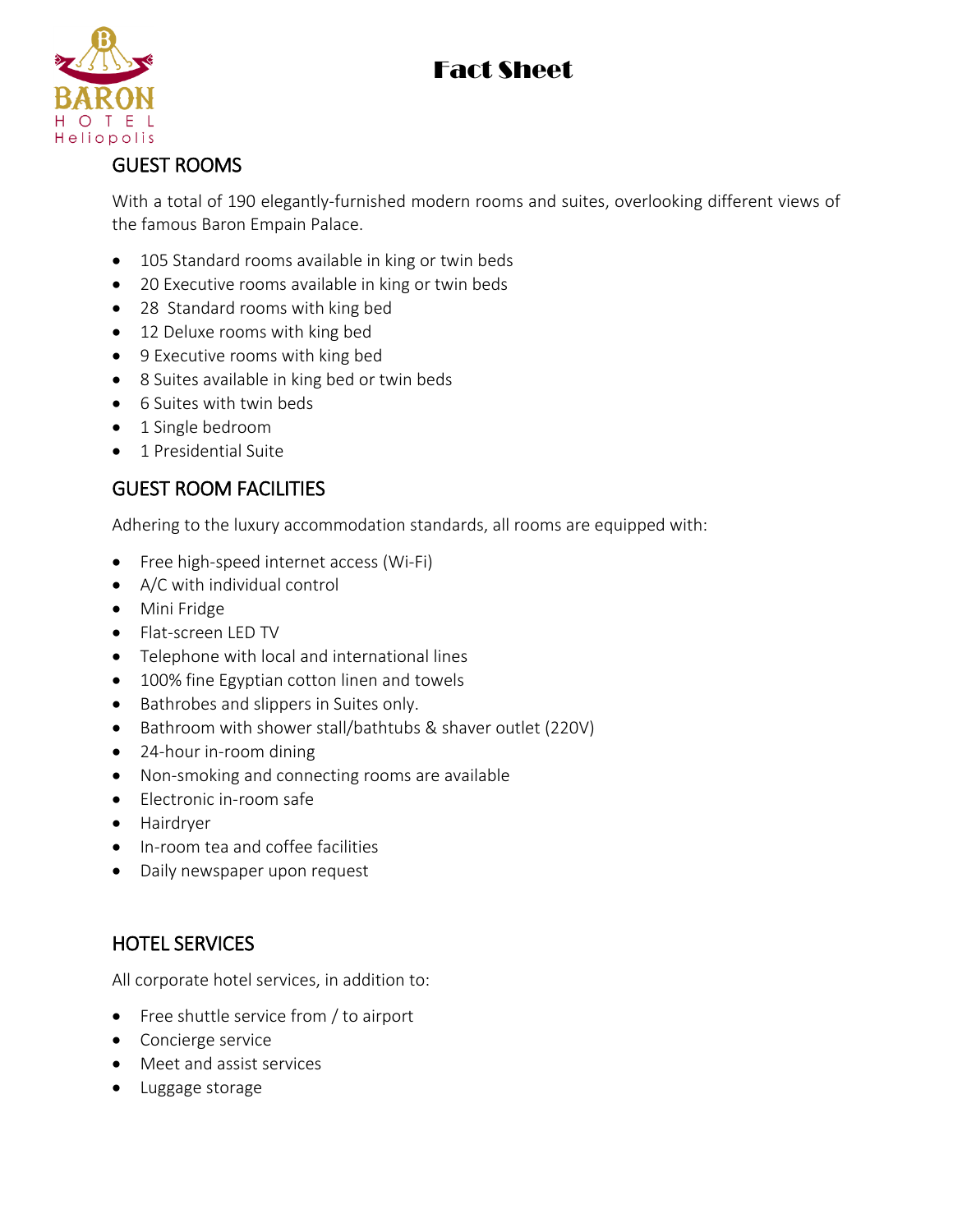# Fact Sheet

## GUEST ROOMS

With a total of 190 elegantly-furnished modern rooms and suites, overlooking different views of the famous Baron Empain Palace.

- 105 Standard rooms available in king or twin beds
- 20 Executive rooms available in king or twin beds
- 28 Standard rooms with king bed
- 12 Deluxe rooms with king bed
- 9 Executive rooms with king bed
- 8 Suites available in king bed or twin beds
- 6 Suites with twin beds
- 1 Single bedroom
- 1 Presidential Suite

## GUEST ROOM FACILITIES

Adhering to the luxury accommodation standards, all rooms are equipped with:

- Free high-speed internet access (Wi-Fi)
- A/C with individual control
- Mini Fridge
- Flat-screen LED TV
- Telephone with local and international lines
- 100% fine Egyptian cotton linen and towels
- Bathrobes and slippers in Suites only.
- Bathroom with shower stall/bathtubs & shaver outlet (220V)
- 24-hour in-room dining
- Non-smoking and connecting rooms are available
- Electronic in-room safe
- Hairdryer
- In-room tea and coffee facilities
- Daily newspaper upon request

## HOTEL SERVICES

All corporate hotel services, in addition to:

- Free shuttle service from / to airport
- Concierge service
- Meet and assist services
- Luggage storage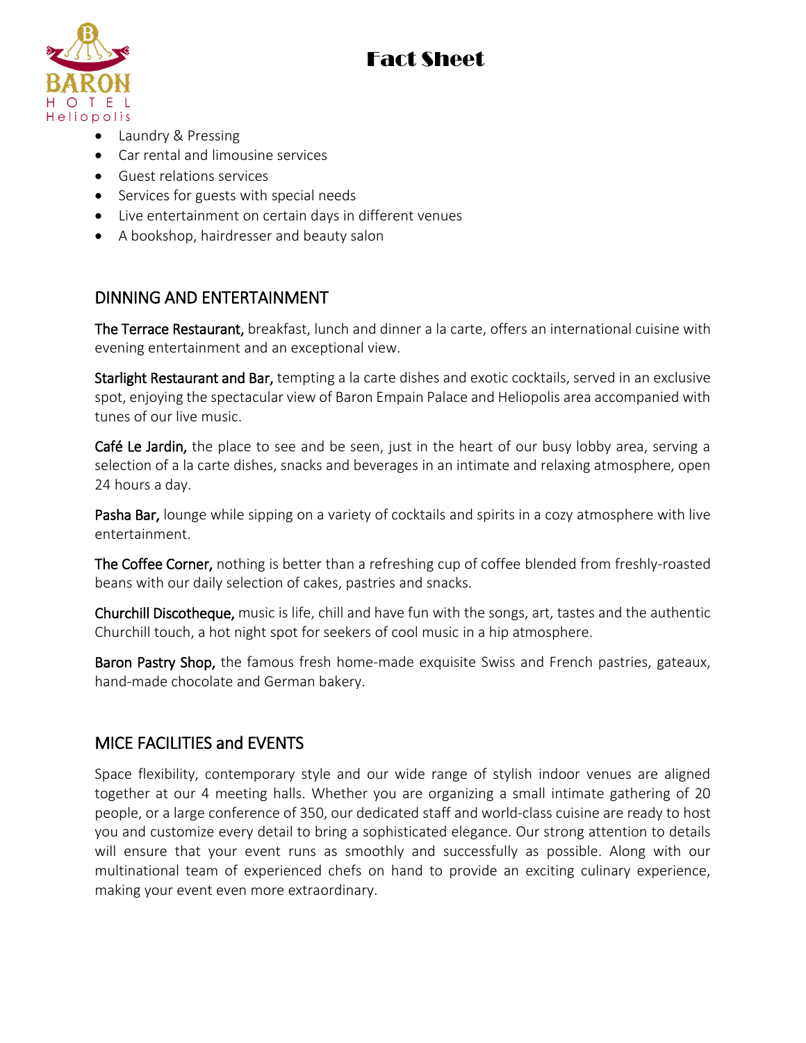- Laundry & Pressing
- Car rental and limousine services
- Guest relations services
- Services for guests with special needs
- Live entertainment on certain days in different venues
- A bookshop, hairdresser and beauty salon

## DINNING AND ENTERTAINMENT

**The Terrace Restaurant,** breakfast, lunch and dinner a la carte, offers an international cuisine with evening entertainment and an exceptional view.

**Starlight Restaurant and Bar,** tempting a la carte dishes and exotic cocktails, served in an exclusive spot, enjoying the spectacular view of Baron Empain Palace and Heliopolis area accompanied with tunes of our live music.

**Café Le Jardin,** the place to see and be seen, just in the heart of our busy lobby area, serving a selection of a la carte dishes, snacks and beverages in an intimate and relaxing atmosphere, open 24 hours a day.

**Pasha Bar,** lounge while sipping on a variety of cocktails and spirits in a cozy atmosphere with live entertainment.

**The Coffee Corner,** nothing is better than a refreshing cup of coffee blended from freshly-roasted beans with our daily selection of cakes, pastries and snacks.

**Churchill Discotheque,** music is life, chill and have fun with the songs, art, tastes and the authentic Churchill touch, a hot night spot for seekers of cool music in a hip atmosphere.

**Baron Pastry Shop,** the famous fresh home-made exquisite Swiss and French pastries, gateaux, hand-made chocolate and German bakery.

## MICE FACILITIES and EVENTS

Space flexibility, contemporary style and our wide range of stylish indoor venues are aligned together at our 4 meeting halls. Whether you are organizing a small intimate gathering of 20 people, or a large conference of 350, our dedicated staff and world-class cuisine are ready to host you and customize every detail to bring a sophisticated elegance. Our strong attention to details will ensure that your event runs as smoothly and successfully as possible. Along with our multinational team of experienced chefs on hand to provide an exciting culinary experience, making your event even more extraordinary.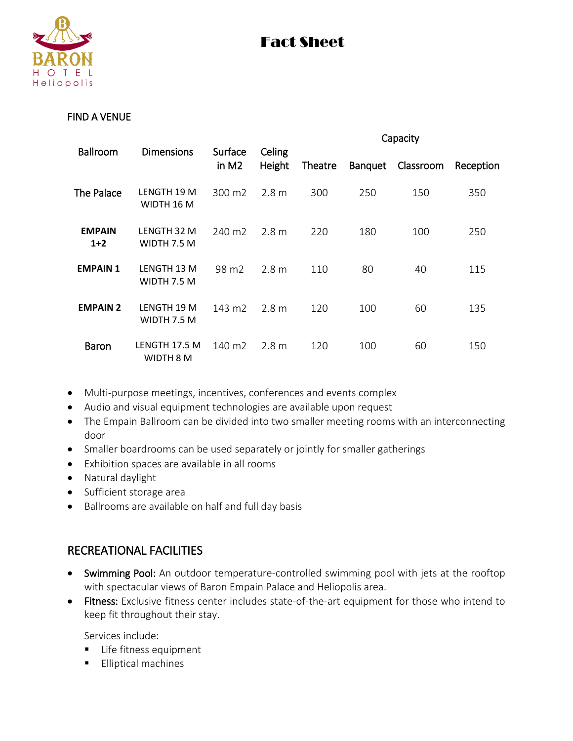# Fact Sheet

FIND A VENUE

| Ballroom | Dimensions | Surface in M2 | Celing Height | Capacity | | | |
|---|---|---|---|---|---|---|---|
| | | | | Theatre | Banquet | Classroom | Reception |
| The Palace | LENGTH 19 M WIDTH 16 M | 300 m2 | 2.8 m | 300 | 250 | 150 | 350 |
| **EMPAIN 1+2** | LENGTH 32 M WIDTH 7.5 M | 240 m2 | 2.8 m | 220 | 180 | 100 | 250 |
| **EMPAIN 1** | LENGTH 13 M WIDTH 7.5 M | 98 m2 | 2.8 m | 110 | 80 | 40 | 115 |
| **EMPAIN 2** | LENGTH 19 M WIDTH 7.5 M | 143 m2 | 2.8 m | 120 | 100 | 60 | 135 |
| Baron | LENGTH 17.5 M WIDTH 8 M | 140 m2 | 2.8 m | 120 | 100 | 60 | 150 |

- Multi-purpose meetings, incentives, conferences and events complex
- Audio and visual equipment technologies are available upon request
- The Empain Ballroom can be divided into two smaller meeting rooms with an interconnecting door
- Smaller boardrooms can be used separately or jointly for smaller gatherings
- Exhibition spaces are available in all rooms
- Natural daylight
- Sufficient storage area
- Ballrooms are available on half and full day basis

## RECREATIONAL FACILITIES

- Swimming Pool: An outdoor temperature-controlled swimming pool with jets at the rooftop with spectacular views of Baron Empain Palace and Heliopolis area.
- Fitness: Exclusive fitness center includes state-of-the-art equipment for those who intend to keep fit throughout their stay.

  Services include:
  - Life fitness equipment
  - Elliptical machines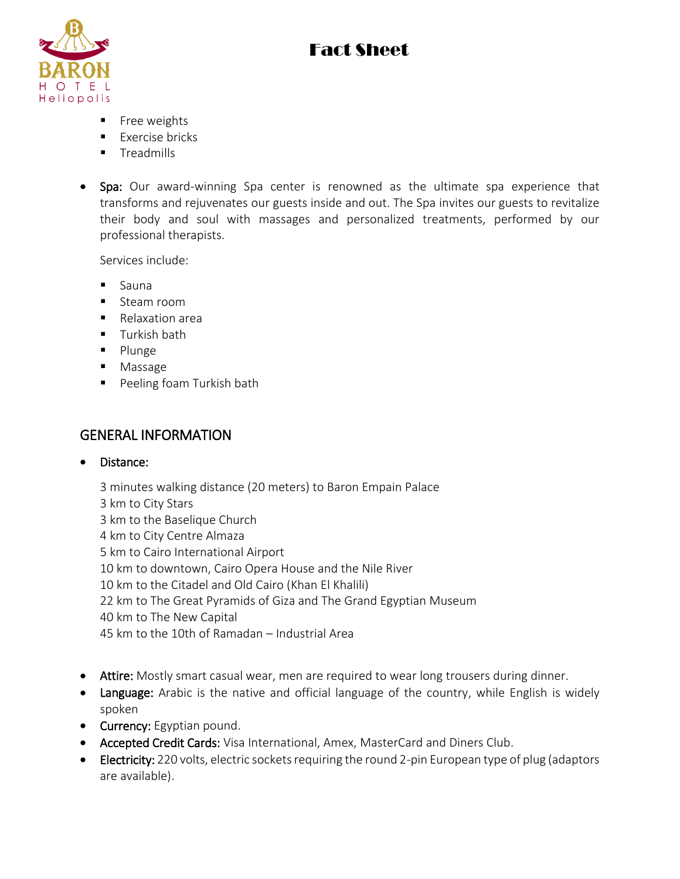- Free weights
- Exercise bricks
- Treadmills

- Spa: Our award-winning Spa center is renowned as the ultimate spa experience that transforms and rejuvenates our guests inside and out. The Spa invites our guests to revitalize their body and soul with massages and personalized treatments, performed by our professional therapists.

  Services include:

  - Sauna
  - Steam room
  - Relaxation area
  - Turkish bath
  - Plunge
  - Massage
  - Peeling foam Turkish bath

## GENERAL INFORMATION

- Distance:

  3 minutes walking distance (20 meters) to Baron Empain Palace
  3 km to City Stars
  3 km to the Baselique Church
  4 km to City Centre Almaza
  5 km to Cairo International Airport
  10 km to downtown, Cairo Opera House and the Nile River
  10 km to the Citadel and Old Cairo (Khan El Khalili)
  22 km to The Great Pyramids of Giza and The Grand Egyptian Museum
  40 km to The New Capital
  45 km to the 10th of Ramadan – Industrial Area

- Attire: Mostly smart casual wear, men are required to wear long trousers during dinner.
- Language: Arabic is the native and official language of the country, while English is widely spoken
- Currency: Egyptian pound.
- Accepted Credit Cards: Visa International, Amex, MasterCard and Diners Club.
- Electricity: 220 volts, electric sockets requiring the round 2-pin European type of plug (adaptors are available).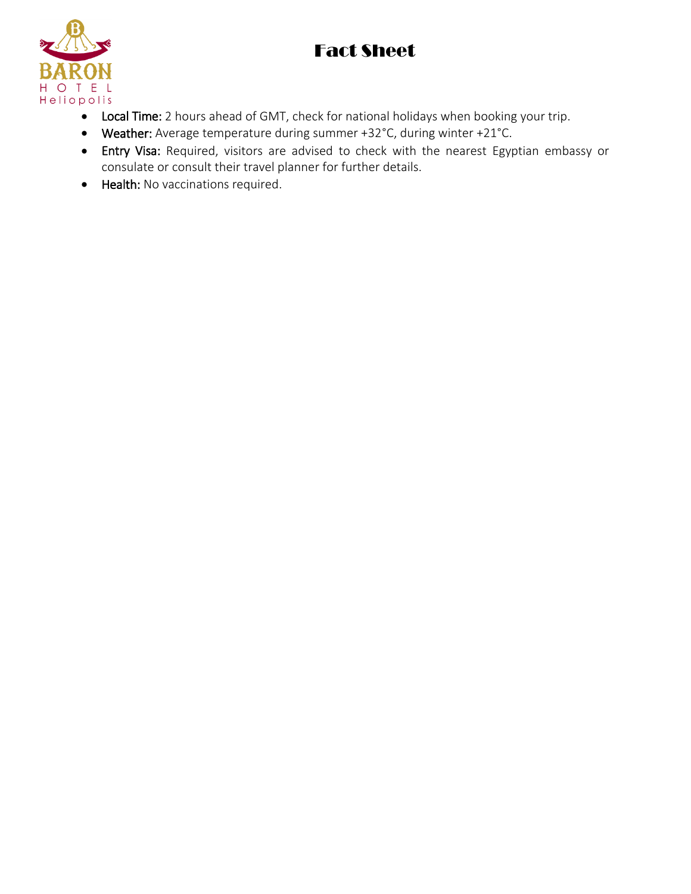# Fact Sheet

- **Local Time:** 2 hours ahead of GMT, check for national holidays when booking your trip.
- **Weather:** Average temperature during summer +32°C, during winter +21°C.
- **Entry Visa:** Required, visitors are advised to check with the nearest Egyptian embassy or consulate or consult their travel planner for further details.
- **Health:** No vaccinations required.